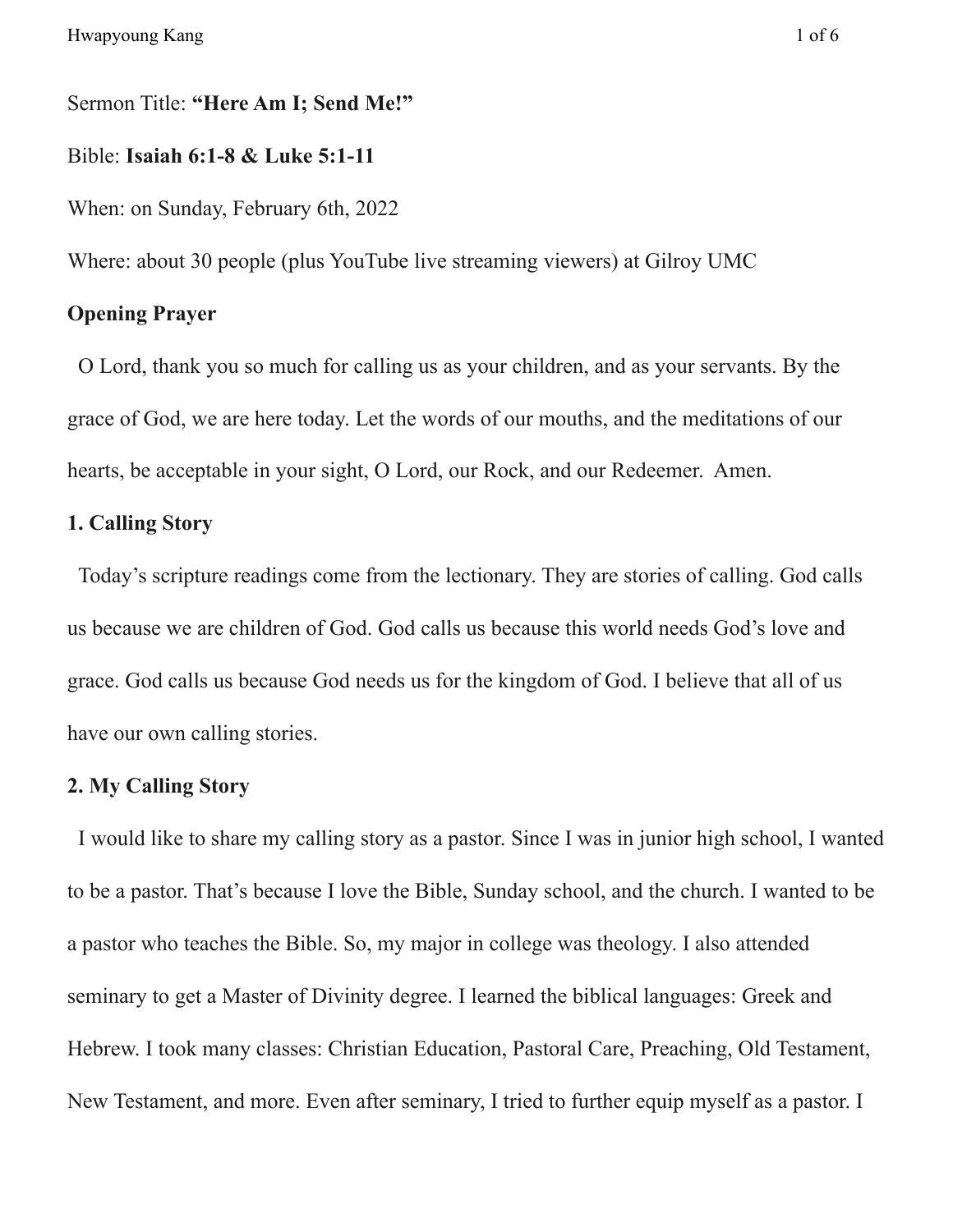Sermon Title: **"Here Am I; Send Me!"**

Bible: **Isaiah 6:1-8 & Luke 5:1-11**

When: on Sunday, February 6th, 2022

Where: about 30 people (plus YouTube live streaming viewers) at Gilroy UMC

**Opening Prayer**

O Lord, thank you so much for calling us as your children, and as your servants. By the grace of God, we are here today. Let the words of our mouths, and the meditations of our hearts, be acceptable in your sight, O Lord, our Rock, and our Redeemer. Amen.

**1. Calling Story**

Today's scripture readings come from the lectionary. They are stories of calling. God calls us because we are children of God. God calls us because this world needs God's love and grace. God calls us because God needs us for the kingdom of God. I believe that all of us have our own calling stories.

**2. My Calling Story**

I would like to share my calling story as a pastor. Since I was in junior high school, I wanted to be a pastor. That's because I love the Bible, Sunday school, and the church. I wanted to be a pastor who teaches the Bible. So, my major in college was theology. I also attended seminary to get a Master of Divinity degree. I learned the biblical languages: Greek and Hebrew. I took many classes: Christian Education, Pastoral Care, Preaching, Old Testament, New Testament, and more. Even after seminary, I tried to further equip myself as a pastor. I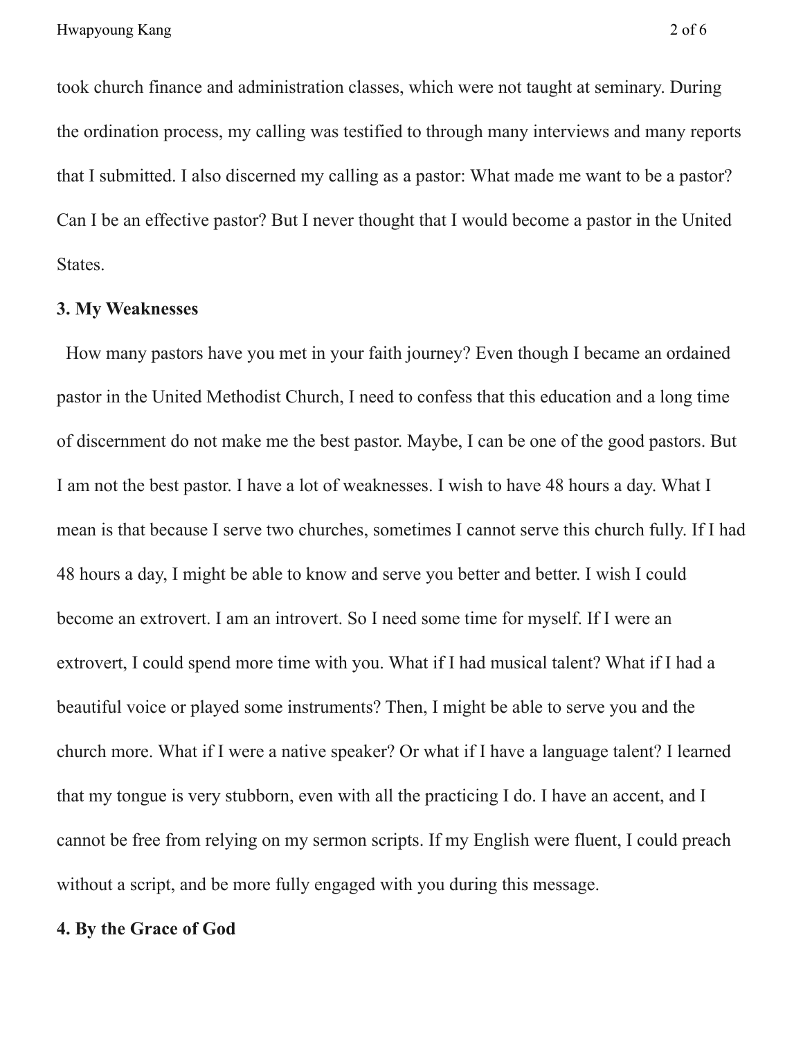took church finance and administration classes, which were not taught at seminary. During the ordination process, my calling was testified to through many interviews and many reports that I submitted. I also discerned my calling as a pastor: What made me want to be a pastor? Can I be an effective pastor? But I never thought that I would become a pastor in the United States.

**3. My Weaknesses**

How many pastors have you met in your faith journey? Even though I became an ordained pastor in the United Methodist Church, I need to confess that this education and a long time of discernment do not make me the best pastor. Maybe, I can be one of the good pastors. But I am not the best pastor. I have a lot of weaknesses. I wish to have 48 hours a day. What I mean is that because I serve two churches, sometimes I cannot serve this church fully. If I had 48 hours a day, I might be able to know and serve you better and better. I wish I could become an extrovert. I am an introvert. So I need some time for myself. If I were an extrovert, I could spend more time with you. What if I had musical talent? What if I had a beautiful voice or played some instruments? Then, I might be able to serve you and the church more. What if I were a native speaker? Or what if I have a language talent? I learned that my tongue is very stubborn, even with all the practicing I do. I have an accent, and I cannot be free from relying on my sermon scripts. If my English were fluent, I could preach without a script, and be more fully engaged with you during this message.

**4. By the Grace of God**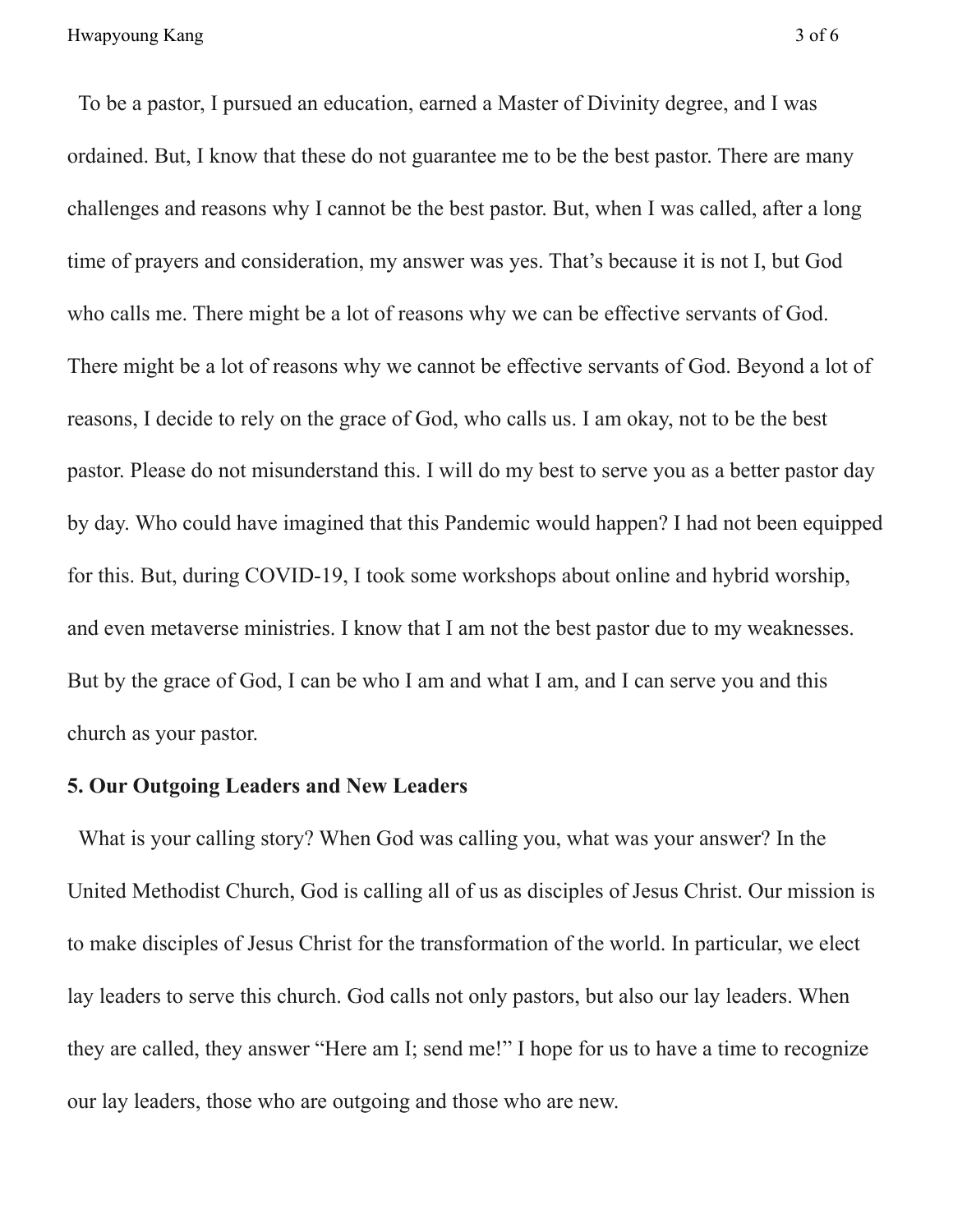To be a pastor, I pursued an education, earned a Master of Divinity degree, and I was ordained. But, I know that these do not guarantee me to be the best pastor. There are many challenges and reasons why I cannot be the best pastor. But, when I was called, after a long time of prayers and consideration, my answer was yes. That's because it is not I, but God who calls me. There might be a lot of reasons why we can be effective servants of God. There might be a lot of reasons why we cannot be effective servants of God. Beyond a lot of reasons, I decide to rely on the grace of God, who calls us. I am okay, not to be the best pastor. Please do not misunderstand this. I will do my best to serve you as a better pastor day by day. Who could have imagined that this Pandemic would happen? I had not been equipped for this. But, during COVID-19, I took some workshops about online and hybrid worship, and even metaverse ministries. I know that I am not the best pastor due to my weaknesses. But by the grace of God, I can be who I am and what I am, and I can serve you and this church as your pastor.

**5. Our Outgoing Leaders and New Leaders**

What is your calling story? When God was calling you, what was your answer? In the United Methodist Church, God is calling all of us as disciples of Jesus Christ. Our mission is to make disciples of Jesus Christ for the transformation of the world. In particular, we elect lay leaders to serve this church. God calls not only pastors, but also our lay leaders. When they are called, they answer "Here am I; send me!" I hope for us to have a time to recognize our lay leaders, those who are outgoing and those who are new.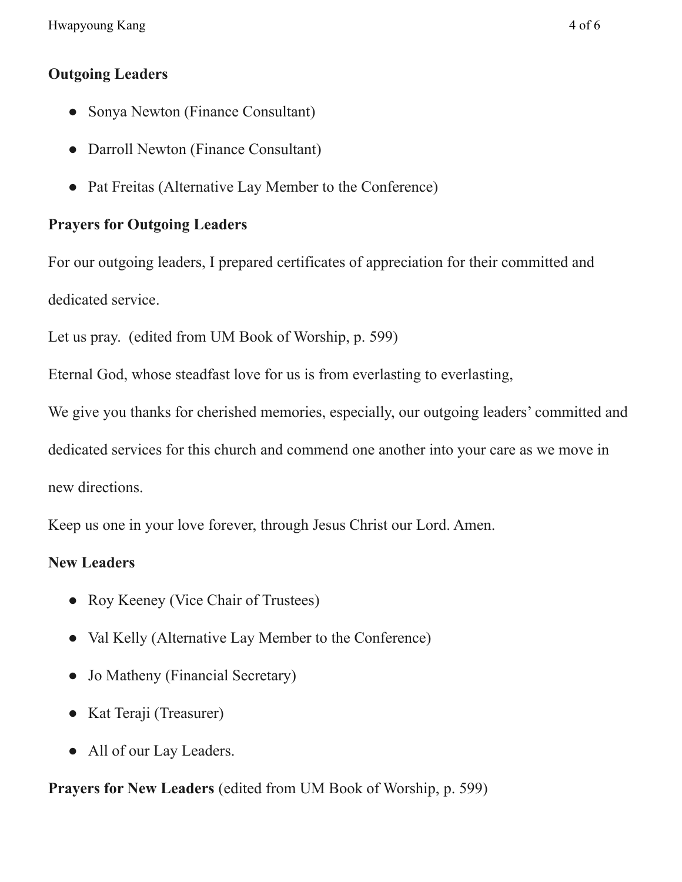**Outgoing Leaders**

- Sonya Newton (Finance Consultant)
- Darroll Newton (Finance Consultant)
- Pat Freitas (Alternative Lay Member to the Conference)

**Prayers for Outgoing Leaders**

For our outgoing leaders, I prepared certificates of appreciation for their committed and dedicated service.

Let us pray. (edited from UM Book of Worship, p. 599)

Eternal God, whose steadfast love for us is from everlasting to everlasting,

We give you thanks for cherished memories, especially, our outgoing leaders' committed and dedicated services for this church and commend one another into your care as we move in new directions.

Keep us one in your love forever, through Jesus Christ our Lord. Amen.

**New Leaders**

- Roy Keeney (Vice Chair of Trustees)
- Val Kelly (Alternative Lay Member to the Conference)
- Jo Matheny (Financial Secretary)
- Kat Teraji (Treasurer)
- All of our Lay Leaders.

**Prayers for New Leaders** (edited from UM Book of Worship, p. 599)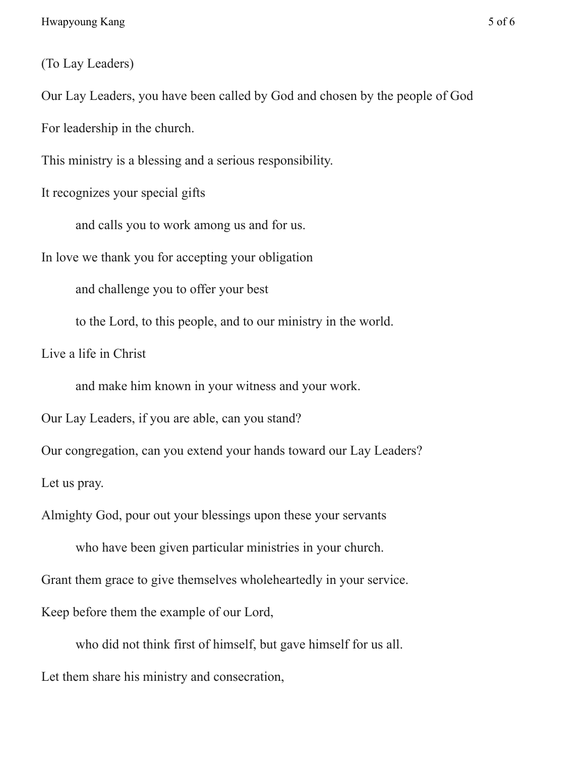(To Lay Leaders)

Our Lay Leaders, you have been called by God and chosen by the people of God

For leadership in the church.

This ministry is a blessing and a serious responsibility.

It recognizes your special gifts

    and calls you to work among us and for us.

In love we thank you for accepting your obligation

    and challenge you to offer your best

    to the Lord, to this people, and to our ministry in the world.

Live a life in Christ

    and make him known in your witness and your work.

Our Lay Leaders, if you are able, can you stand?

Our congregation, can you extend your hands toward our Lay Leaders?

Let us pray.

Almighty God, pour out your blessings upon these your servants

    who have been given particular ministries in your church.

Grant them grace to give themselves wholeheartedly in your service.

Keep before them the example of our Lord,

    who did not think first of himself, but gave himself for us all.

Let them share his ministry and consecration,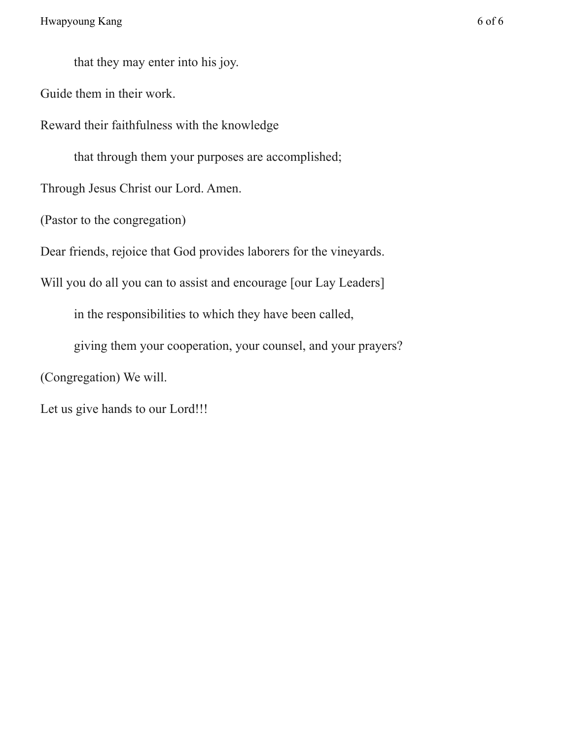that they may enter into his joy.

Guide them in their work.

Reward their faithfulness with the knowledge

that through them your purposes are accomplished;

Through Jesus Christ our Lord. Amen.

(Pastor to the congregation)

Dear friends, rejoice that God provides laborers for the vineyards.

Will you do all you can to assist and encourage [our Lay Leaders]

in the responsibilities to which they have been called,

giving them your cooperation, your counsel, and your prayers?

(Congregation) We will.

Let us give hands to our Lord!!!